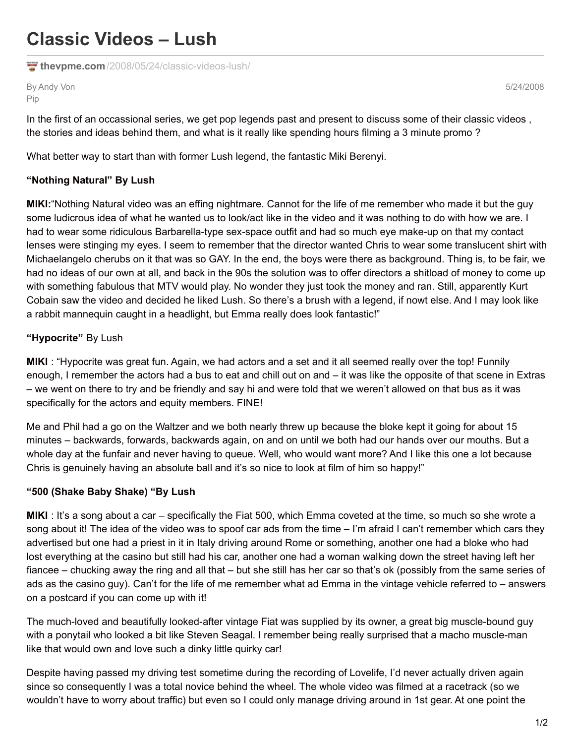# Classic Videos – Lush

thevpme.com/2008/05/24/classic-videos-lush/

By Andy Von Pip

5/24/2008

In the first of an occassional series, we get pop legends past and present to discuss some of their classic videos , the stories and ideas behind them, and what is it really like spending hours filming a 3 minute promo ?

What better way to start than with former Lush legend, the fantastic Miki Berenyi.

**"Nothing Natural" By Lush**

**MIKI:**"Nothing Natural video was an effing nightmare. Cannot for the life of me remember who made it but the guy some ludicrous idea of what he wanted us to look/act like in the video and it was nothing to do with how we are. I had to wear some ridiculous Barbarella-type sex-space outfit and had so much eye make-up on that my contact lenses were stinging my eyes. I seem to remember that the director wanted Chris to wear some translucent shirt with Michaelangelo cherubs on it that was so GAY. In the end, the boys were there as background. Thing is, to be fair, we had no ideas of our own at all, and back in the 90s the solution was to offer directors a shitload of money to come up with something fabulous that MTV would play. No wonder they just took the money and ran. Still, apparently Kurt Cobain saw the video and decided he liked Lush. So there's a brush with a legend, if nowt else. And I may look like a rabbit mannequin caught in a headlight, but Emma really does look fantastic!"

**"Hypocrite"** By Lush

**MIKI** : "Hypocrite was great fun. Again, we had actors and a set and it all seemed really over the top! Funnily enough, I remember the actors had a bus to eat and chill out on and – it was like the opposite of that scene in Extras – we went on there to try and be friendly and say hi and were told that we weren't allowed on that bus as it was specifically for the actors and equity members. FINE!

Me and Phil had a go on the Waltzer and we both nearly threw up because the bloke kept it going for about 15 minutes – backwards, forwards, backwards again, on and on until we both had our hands over our mouths. But a whole day at the funfair and never having to queue. Well, who would want more? And I like this one a lot because Chris is genuinely having an absolute ball and it's so nice to look at film of him so happy!"

**"500 (Shake Baby Shake) "By Lush**

**MIKI** : It's a song about a car – specifically the Fiat 500, which Emma coveted at the time, so much so she wrote a song about it! The idea of the video was to spoof car ads from the time – I'm afraid I can't remember which cars they advertised but one had a priest in it in Italy driving around Rome or something, another one had a bloke who had lost everything at the casino but still had his car, another one had a woman walking down the street having left her fiancee – chucking away the ring and all that – but she still has her car so that's ok (possibly from the same series of ads as the casino guy). Can't for the life of me remember what ad Emma in the vintage vehicle referred to – answers on a postcard if you can come up with it!

The much-loved and beautifully looked-after vintage Fiat was supplied by its owner, a great big muscle-bound guy with a ponytail who looked a bit like Steven Seagal. I remember being really surprised that a macho muscle-man like that would own and love such a dinky little quirky car!

Despite having passed my driving test sometime during the recording of Lovelife, I'd never actually driven again since so consequently I was a total novice behind the wheel. The whole video was filmed at a racetrack (so we wouldn't have to worry about traffic) but even so I could only manage driving around in 1st gear. At one point the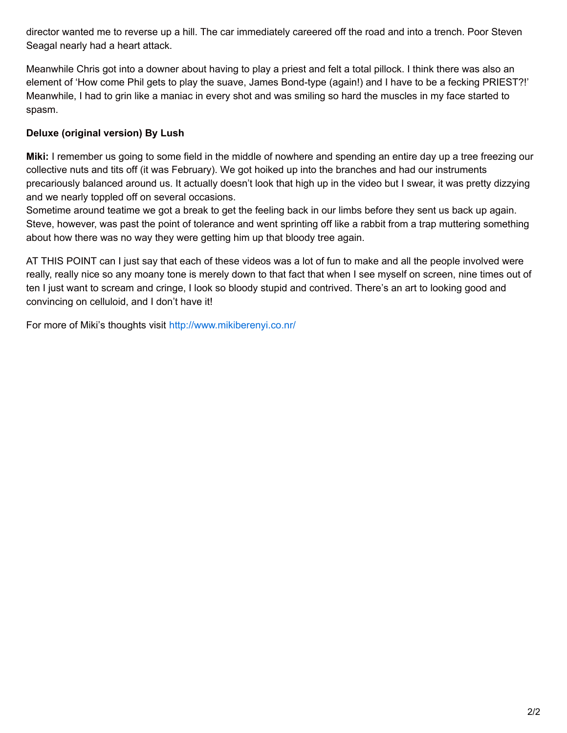director wanted me to reverse up a hill. The car immediately careered off the road and into a trench. Poor Steven Seagal nearly had a heart attack.

Meanwhile Chris got into a downer about having to play a priest and felt a total pillock. I think there was also an element of 'How come Phil gets to play the suave, James Bond-type (again!) and I have to be a fecking PRIEST?!' Meanwhile, I had to grin like a maniac in every shot and was smiling so hard the muscles in my face started to spasm.

**Deluxe (original version) By Lush**

**Miki:** I remember us going to some field in the middle of nowhere and spending an entire day up a tree freezing our collective nuts and tits off (it was February). We got hoiked up into the branches and had our instruments precariously balanced around us. It actually doesn't look that high up in the video but I swear, it was pretty dizzying and we nearly toppled off on several occasions.
Sometime around teatime we got a break to get the feeling back in our limbs before they sent us back up again. Steve, however, was past the point of tolerance and went sprinting off like a rabbit from a trap muttering something about how there was no way they were getting him up that bloody tree again.

AT THIS POINT can I just say that each of these videos was a lot of fun to make and all the people involved were really, really nice so any moany tone is merely down to that fact that when I see myself on screen, nine times out of ten I just want to scream and cringe, I look so bloody stupid and contrived. There's an art to looking good and convincing on celluloid, and I don't have it!

For more of Miki's thoughts visit http://www.mikiberenyi.co.nr/